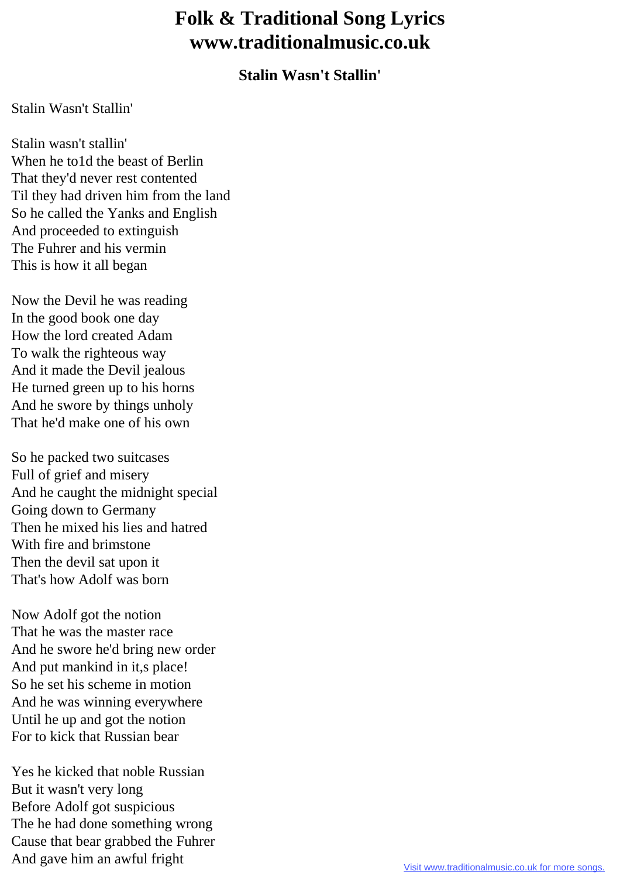# Folk & Traditional Song Lyrics
# www.traditionalmusic.co.uk

### Stalin Wasn't Stallin'

Stalin Wasn't Stallin'

Stalin wasn't stallin'
When he to1d the beast of Berlin
That they'd never rest contented
Til they had driven him from the land
So he called the Yanks and English
And proceeded to extinguish
The Fuhrer and his vermin
This is how it all began

Now the Devil he was reading
In the good book one day
How the lord created Adam
To walk the righteous way
And it made the Devil jealous
He turned green up to his horns
And he swore by things unholy
That he'd make one of his own

So he packed two suitcases
Full of grief and misery
And he caught the midnight special
Going down to Germany
Then he mixed his lies and hatred
With fire and brimstone
Then the devil sat upon it
That's how Adolf was born

Now Adolf got the notion
That he was the master race
And he swore he'd bring new order
And put mankind in it,s place!
So he set his scheme in motion
And he was winning everywhere
Until he up and got the notion
For to kick that Russian bear

Yes he kicked that noble Russian
But it wasn't very long
Before Adolf got suspicious
The he had done something wrong
Cause that bear grabbed the Fuhrer
And gave him an awful fright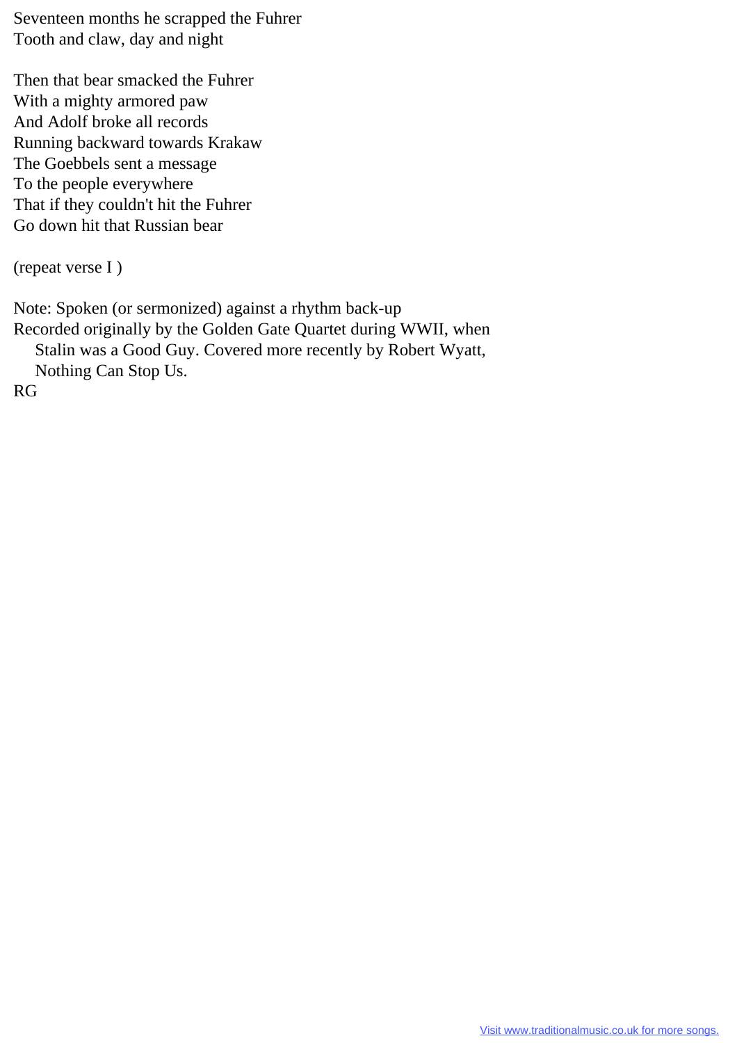Seventeen months he scrapped the Fuhrer
Tooth and claw, day and night

Then that bear smacked the Fuhrer
With a mighty armored paw
And Adolf broke all records
Running backward towards Krakaw
The Goebbels sent a message
To the people everywhere
That if they couldn't hit the Fuhrer
Go down hit that Russian bear

(repeat verse I )

Note: Spoken (or sermonized) against a rhythm back-up
Recorded originally by the Golden Gate Quartet during WWII, when
Stalin was a Good Guy. Covered more recently by Robert Wyatt,
Nothing Can Stop Us.
RG